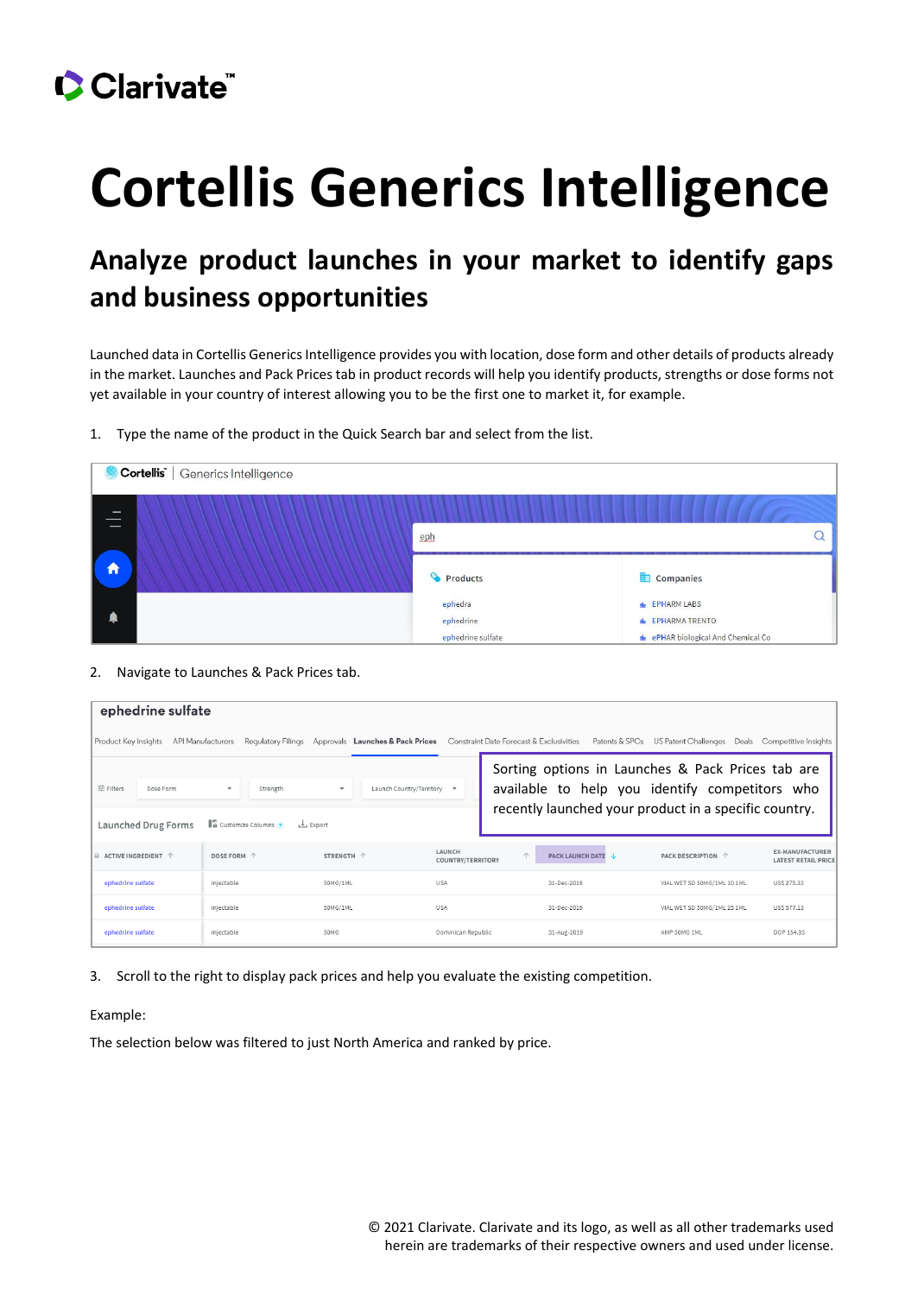Clarivate™

# Cortellis Generics Intelligence

## Analyze product launches in your market to identify gaps and business opportunities

Launched data in Cortellis Generics Intelligence provides you with location, dose form and other details of products already in the market. Launches and Pack Prices tab in product records will help you identify products, strengths or dose forms not yet available in your country of interest allowing you to be the first one to market it, for example.

1. Type the name of the product in the Quick Search bar and select from the list.

2. Navigate to Launches & Pack Prices tab.

3. Scroll to the right to display pack prices and help you evaluate the existing competition.

Example:

The selection below was filtered to just North America and ranked by price.

© 2021 Clarivate. Clarivate and its logo, as well as all other trademarks used herein are trademarks of their respective owners and used under license.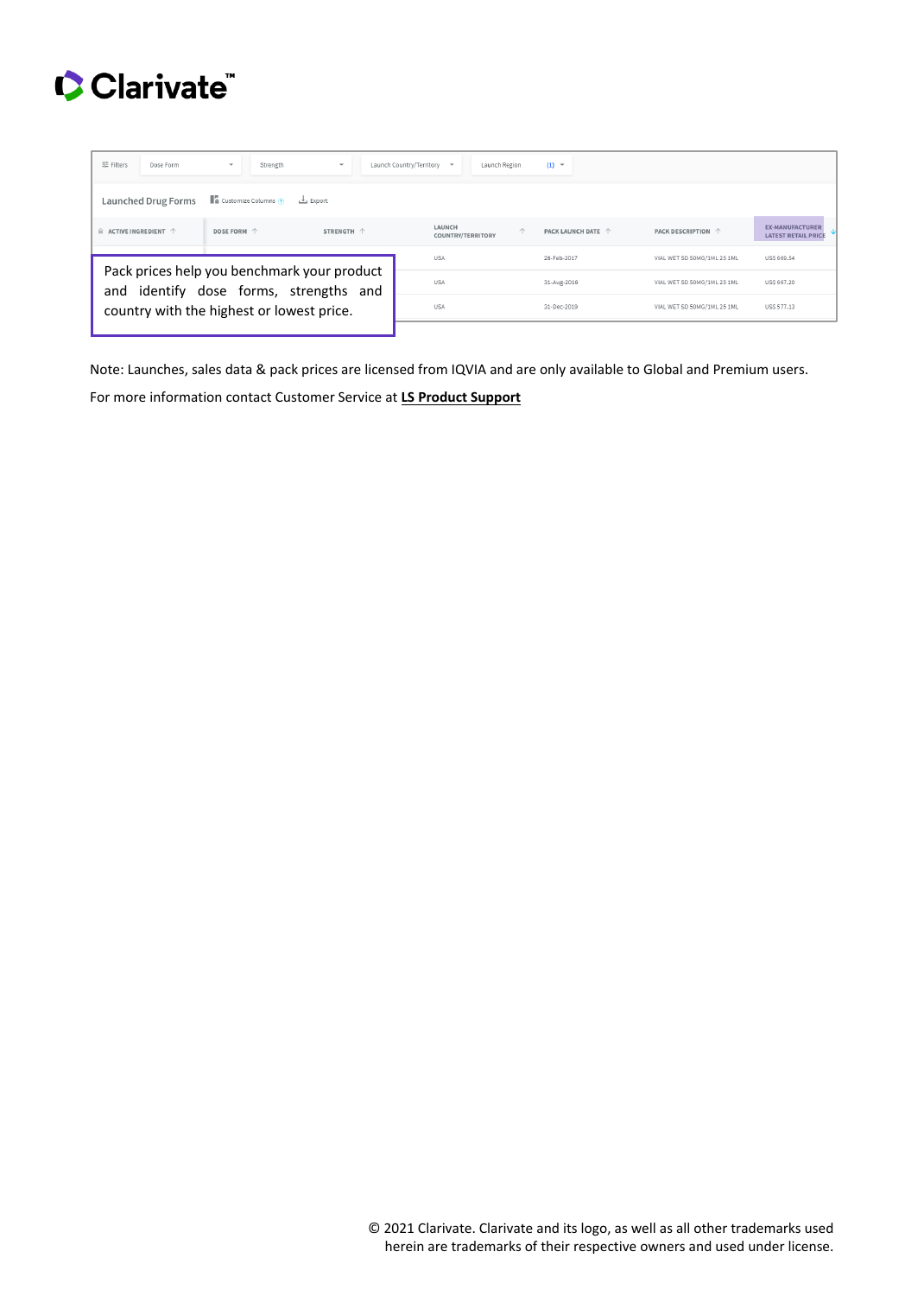Clarivate™

| Filters | Dose Form | Strength | Launch Country/Territory | Launch Region (1) |
|---|---|---|---|---|

Launched Drug Forms   Customize Columns   Export

| ACTIVE INGREDIENT | DOSE FORM | STRENGTH | LAUNCH COUNTRY/TERRITORY | PACK LAUNCH DATE | PACK DESCRIPTION | EX-MANUFACTURER LATEST RETAIL PRICE |
|---|---|---|---|---|---|---|
| | | | USA | 28-Feb-2017 | VIAL WET SD 50MG/1ML 25 1ML | US$ 669.54 |
| | | | USA | 31-Aug-2016 | VIAL WET SD 50MG/1ML 25 1ML | US$ 667.20 |
| | | | USA | 31-Dec-2019 | VIAL WET SD 50MG/1ML 25 1ML | US$ 577.13 |

Pack prices help you benchmark your product and identify dose forms, strengths and country with the highest or lowest price.

Note: Launches, sales data & pack prices are licensed from IQVIA and are only available to Global and Premium users.

For more information contact Customer Service at **LS Product Support**

© 2021 Clarivate. Clarivate and its logo, as well as all other trademarks used herein are trademarks of their respective owners and used under license.